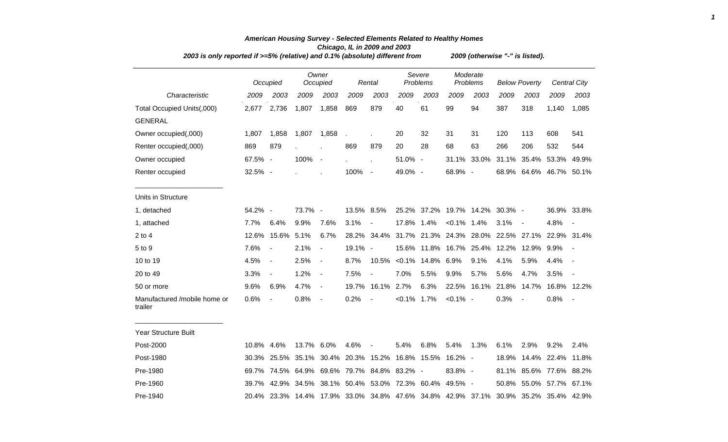# American Housing Survey - Selected Elements Related to Healthy Homes

## Chicago, IL in 2009 and 2003

*2003 is only reported if >=5% (relative) and 0.1% (absolute) different from 2009 (otherwise "-" is listed).*

| | Occupied | | Owner Occupied | | Rental | | Severe Problems | | Moderate Problems | | Below Poverty | | Central City | |
|---|---|---|---|---|---|---|---|---|---|---|---|---|---|---|
| *Characteristic* | *2009* | *2003* | *2009* | *2003* | *2009* | *2003* | *2009* | *2003* | *2009* | *2003* | *2009* | *2003* | *2009* | *2003* |
| Total Occupied Units(,000) | 2,677 | 2,736 | 1,807 | 1,858 | 869 | 879 | 40 | 61 | 99 | 94 | 387 | 318 | 1,140 | 1,085 |
| GENERAL | | | | | | | | | | | | | | |
| Owner occupied(,000) | 1,807 | 1,858 | 1,807 | 1,858 | . | . | 20 | 32 | 31 | 31 | 120 | 113 | 608 | 541 |
| Renter occupied(,000) | 869 | 879 | . | . | 869 | 879 | 20 | 28 | 68 | 63 | 266 | 206 | 532 | 544 |
| Owner occupied | 67.5% | - | 100% | - | . | . | 51.0% | - | 31.1% | 33.0% | 31.1% | 35.4% | 53.3% | 49.9% |
| Renter occupied | 32.5% | - | . | . | 100% | - | 49.0% | - | 68.9% | - | 68.9% | 64.6% | 46.7% | 50.1% |
| Units in Structure | | | | | | | | | | | | | | |
| 1, detached | 54.2% | - | 73.7% | - | 13.5% | 8.5% | 25.2% | 37.2% | 19.7% | 14.2% | 30.3% | - | 36.9% | 33.8% |
| 1, attached | 7.7% | 6.4% | 9.9% | 7.6% | 3.1% | - | 17.8% | 1.4% | <0.1% | 1.4% | 3.1% | - | 4.8% | - |
| 2 to 4 | 12.6% | 15.6% | 5.1% | 6.7% | 28.2% | 34.4% | 31.7% | 21.3% | 24.3% | 28.0% | 22.5% | 27.1% | 22.9% | 31.4% |
| 5 to 9 | 7.6% | - | 2.1% | - | 19.1% | - | 15.6% | 11.8% | 16.7% | 25.4% | 12.2% | 12.9% | 9.9% | - |
| 10 to 19 | 4.5% | - | 2.5% | - | 8.7% | 10.5% | <0.1% | 14.8% | 6.9% | 9.1% | 4.1% | 5.9% | 4.4% | - |
| 20 to 49 | 3.3% | - | 1.2% | - | 7.5% | - | 7.0% | 5.5% | 9.9% | 5.7% | 5.6% | 4.7% | 3.5% | - |
| 50 or more | 9.6% | 6.9% | 4.7% | - | 19.7% | 16.1% | 2.7% | 6.3% | 22.5% | 16.1% | 21.8% | 14.7% | 16.8% | 12.2% |
| Manufactured /mobile home or trailer | 0.6% | - | 0.8% | - | 0.2% | - | <0.1% | 1.7% | <0.1% | - | 0.3% | - | 0.8% | - |
| Year Structure Built | | | | | | | | | | | | | | |
| Post-2000 | 10.8% | 4.6% | 13.7% | 6.0% | 4.6% | - | 5.4% | 6.8% | 5.4% | 1.3% | 6.1% | 2.9% | 9.2% | 2.4% |
| Post-1980 | 30.3% | 25.5% | 35.1% | 30.4% | 20.3% | 15.2% | 16.8% | 15.5% | 16.2% | - | 18.9% | 14.4% | 22.4% | 11.8% |
| Pre-1980 | 69.7% | 74.5% | 64.9% | 69.6% | 79.7% | 84.8% | 83.2% | - | 83.8% | - | 81.1% | 85.6% | 77.6% | 88.2% |
| Pre-1960 | 39.7% | 42.9% | 34.5% | 38.1% | 50.4% | 53.0% | 72.3% | 60.4% | 49.5% | - | 50.8% | 55.0% | 57.7% | 67.1% |
| Pre-1940 | 20.4% | 23.3% | 14.4% | 17.9% | 33.0% | 34.8% | 47.6% | 34.8% | 42.9% | 37.1% | 30.9% | 35.2% | 35.4% | 42.9% |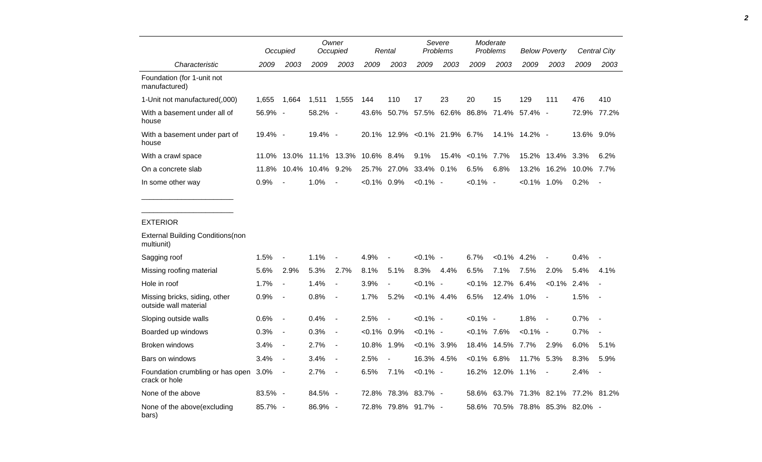| Characteristic | Occupied | | Owner Occupied | | Rental | | Severe Problems | | Moderate Problems | | Below Poverty | | Central City | |
|---|---|---|---|---|---|---|---|---|---|---|---|---|---|---|
| | 2009 | 2003 | 2009 | 2003 | 2009 | 2003 | 2009 | 2003 | 2009 | 2003 | 2009 | 2003 | 2009 | 2003 |
| Foundation (for 1-unit not manufactured) | | | | | | | | | | | | | | |
| 1-Unit not manufactured(,000) | 1,655 | 1,664 | 1,511 | 1,555 | 144 | 110 | 17 | 23 | 20 | 15 | 129 | 111 | 476 | 410 |
| With a basement under all of house | 56.9% | - | 58.2% | - | 43.6% | 50.7% | 57.5% | 62.6% | 86.8% | 71.4% | 57.4% | - | 72.9% | 77.2% |
| With a basement under part of house | 19.4% | - | 19.4% | - | 20.1% | 12.9% | <0.1% | 21.9% | 6.7% | 14.1% | 14.2% | - | 13.6% | 9.0% |
| With a crawl space | 11.0% | 13.0% | 11.1% | 13.3% | 10.6% | 8.4% | 9.1% | 15.4% | <0.1% | 7.7% | 15.2% | 13.4% | 3.3% | 6.2% |
| On a concrete slab | 11.8% | 10.4% | 10.4% | 9.2% | 25.7% | 27.0% | 33.4% | 0.1% | 6.5% | 6.8% | 13.2% | 16.2% | 10.0% | 7.7% |
| In some other way | 0.9% | - | 1.0% | - | <0.1% | 0.9% | <0.1% | - | <0.1% | - | <0.1% | 1.0% | 0.2% | - |
| EXTERIOR | | | | | | | | | | | | | | |
| External Building Conditions(non multiunit) | | | | | | | | | | | | | | |
| Sagging roof | 1.5% | - | 1.1% | - | 4.9% | - | <0.1% | - | 6.7% | <0.1% | 4.2% | - | 0.4% | - |
| Missing roofing material | 5.6% | 2.9% | 5.3% | 2.7% | 8.1% | 5.1% | 8.3% | 4.4% | 6.5% | 7.1% | 7.5% | 2.0% | 5.4% | 4.1% |
| Hole in roof | 1.7% | - | 1.4% | - | 3.9% | - | <0.1% | - | <0.1% | 12.7% | 6.4% | <0.1% | 2.4% | - |
| Missing bricks, siding, other outside wall material | 0.9% | - | 0.8% | - | 1.7% | 5.2% | <0.1% | 4.4% | 6.5% | 12.4% | 1.0% | - | 1.5% | - |
| Sloping outside walls | 0.6% | - | 0.4% | - | 2.5% | - | <0.1% | - | <0.1% | - | 1.8% | - | 0.7% | - |
| Boarded up windows | 0.3% | - | 0.3% | - | <0.1% | 0.9% | <0.1% | - | <0.1% | 7.6% | <0.1% | - | 0.7% | - |
| Broken windows | 3.4% | - | 2.7% | - | 10.8% | 1.9% | <0.1% | 3.9% | 18.4% | 14.5% | 7.7% | 2.9% | 6.0% | 5.1% |
| Bars on windows | 3.4% | - | 3.4% | - | 2.5% | - | 16.3% | 4.5% | <0.1% | 6.8% | 11.7% | 5.3% | 8.3% | 5.9% |
| Foundation crumbling or has open crack or hole | 3.0% | - | 2.7% | - | 6.5% | 7.1% | <0.1% | - | 16.2% | 12.0% | 1.1% | - | 2.4% | - |
| None of the above | 83.5% | - | 84.5% | - | 72.8% | 78.3% | 83.7% | - | 58.6% | 63.7% | 71.3% | 82.1% | 77.2% | 81.2% |
| None of the above(excluding bars) | 85.7% | - | 86.9% | - | 72.8% | 79.8% | 91.7% | - | 58.6% | 70.5% | 78.8% | 85.3% | 82.0% | - |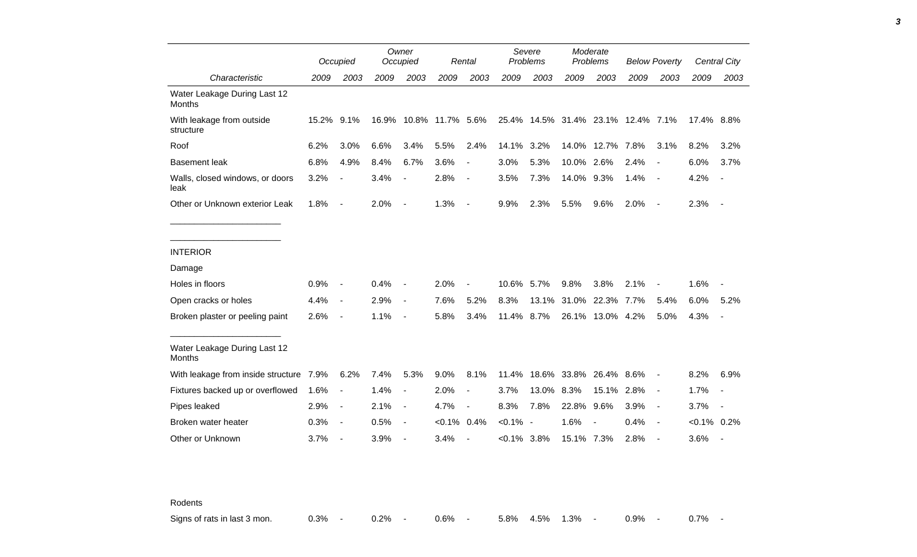| Characteristic | Occupied | | Owner Occupied | | Rental | | Severe Problems | | Moderate Problems | | Below Poverty | | Central City | |
|---|---|---|---|---|---|---|---|---|---|---|---|---|---|---|
| | 2009 | 2003 | 2009 | 2003 | 2009 | 2003 | 2009 | 2003 | 2009 | 2003 | 2009 | 2003 | 2009 | 2003 |
| Water Leakage During Last 12 Months | | | | | | | | | | | | | | |
| With leakage from outside structure | 15.2% | 9.1% | 16.9% | 10.8% | 11.7% | 5.6% | 25.4% | 14.5% | 31.4% | 23.1% | 12.4% | 7.1% | 17.4% | 8.8% |
| Roof | 6.2% | 3.0% | 6.6% | 3.4% | 5.5% | 2.4% | 14.1% | 3.2% | 14.0% | 12.7% | 7.8% | 3.1% | 8.2% | 3.2% |
| Basement leak | 6.8% | 4.9% | 8.4% | 6.7% | 3.6% | - | 3.0% | 5.3% | 10.0% | 2.6% | 2.4% | - | 6.0% | 3.7% |
| Walls, closed windows, or doors leak | 3.2% | - | 3.4% | - | 2.8% | - | 3.5% | 7.3% | 14.0% | 9.3% | 1.4% | - | 4.2% | - |
| Other or Unknown exterior Leak | 1.8% | - | 2.0% | - | 1.3% | - | 9.9% | 2.3% | 5.5% | 9.6% | 2.0% | - | 2.3% | - |
| INTERIOR | | | | | | | | | | | | | | |
| Damage | | | | | | | | | | | | | | |
| Holes in floors | 0.9% | - | 0.4% | - | 2.0% | - | 10.6% | 5.7% | 9.8% | 3.8% | 2.1% | - | 1.6% | - |
| Open cracks or holes | 4.4% | - | 2.9% | - | 7.6% | 5.2% | 8.3% | 13.1% | 31.0% | 22.3% | 7.7% | 5.4% | 6.0% | 5.2% |
| Broken plaster or peeling paint | 2.6% | - | 1.1% | - | 5.8% | 3.4% | 11.4% | 8.7% | 26.1% | 13.0% | 4.2% | 5.0% | 4.3% | - |
| Water Leakage During Last 12 Months | | | | | | | | | | | | | | |
| With leakage from inside structure | 7.9% | 6.2% | 7.4% | 5.3% | 9.0% | 8.1% | 11.4% | 18.6% | 33.8% | 26.4% | 8.6% | - | 8.2% | 6.9% |
| Fixtures backed up or overflowed | 1.6% | - | 1.4% | - | 2.0% | - | 3.7% | 13.0% | 8.3% | 15.1% | 2.8% | - | 1.7% | - |
| Pipes leaked | 2.9% | - | 2.1% | - | 4.7% | - | 8.3% | 7.8% | 22.8% | 9.6% | 3.9% | - | 3.7% | - |
| Broken water heater | 0.3% | - | 0.5% | - | <0.1% | 0.4% | <0.1% | - | 1.6% | - | 0.4% | - | <0.1% | 0.2% |
| Other or Unknown | 3.7% | - | 3.9% | - | 3.4% | - | <0.1% | 3.8% | 15.1% | 7.3% | 2.8% | - | 3.6% | - |
| Rodents | | | | | | | | | | | | | | |
| Signs of rats in last 3 mon. | 0.3% | - | 0.2% | - | 0.6% | - | 5.8% | 4.5% | 1.3% | - | 0.9% | - | 0.7% | - |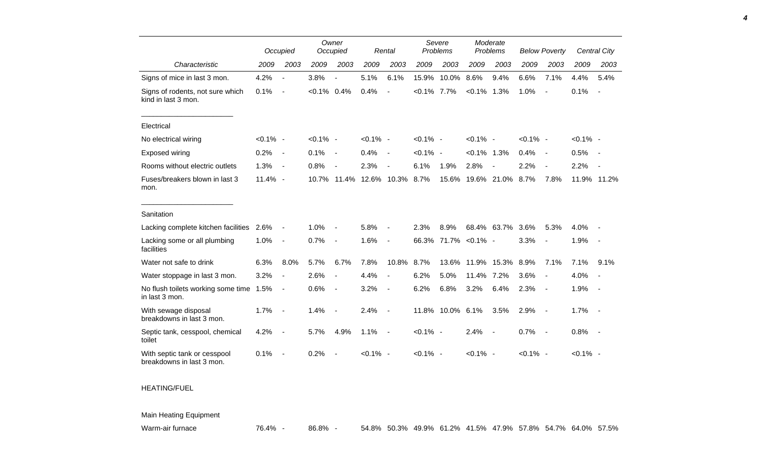| Characteristic | Occupied | | Owner Occupied | | Rental | | Severe Problems | | Moderate Problems | | Below Poverty | | Central City | |
|---|---|---|---|---|---|---|---|---|---|---|---|---|---|---|
| | 2009 | 2003 | 2009 | 2003 | 2009 | 2003 | 2009 | 2003 | 2009 | 2003 | 2009 | 2003 | 2009 | 2003 |
| Signs of mice in last 3 mon. | 4.2% | - | 3.8% | - | 5.1% | 6.1% | 15.9% | 10.0% | 8.6% | 9.4% | 6.6% | 7.1% | 4.4% | 5.4% |
| Signs of rodents, not sure which kind in last 3 mon. | 0.1% | - | <0.1% | 0.4% | 0.4% | - | <0.1% | 7.7% | <0.1% | 1.3% | 1.0% | - | 0.1% | - |
| Electrical | | | | | | | | | | | | | | |
| No electrical wiring | <0.1% | - | <0.1% | - | <0.1% | - | <0.1% | - | <0.1% | - | <0.1% | - | <0.1% | - |
| Exposed wiring | 0.2% | - | 0.1% | - | 0.4% | - | <0.1% | - | <0.1% | 1.3% | 0.4% | - | 0.5% | - |
| Rooms without electric outlets | 1.3% | - | 0.8% | - | 2.3% | - | 6.1% | 1.9% | 2.8% | - | 2.2% | - | 2.2% | - |
| Fuses/breakers blown in last 3 mon. | 11.4% | - | 10.7% | 11.4% | 12.6% | 10.3% | 8.7% | 15.6% | 19.6% | 21.0% | 8.7% | 7.8% | 11.9% | 11.2% |
| Sanitation | | | | | | | | | | | | | | |
| Lacking complete kitchen facilities | 2.6% | - | 1.0% | - | 5.8% | - | 2.3% | 8.9% | 68.4% | 63.7% | 3.6% | 5.3% | 4.0% | - |
| Lacking some or all plumbing facilities | 1.0% | - | 0.7% | - | 1.6% | - | 66.3% | 71.7% | <0.1% | - | 3.3% | - | 1.9% | - |
| Water not safe to drink | 6.3% | 8.0% | 5.7% | 6.7% | 7.8% | 10.8% | 8.7% | 13.6% | 11.9% | 15.3% | 8.9% | 7.1% | 7.1% | 9.1% |
| Water stoppage in last 3 mon. | 3.2% | - | 2.6% | - | 4.4% | - | 6.2% | 5.0% | 11.4% | 7.2% | 3.6% | - | 4.0% | - |
| No flush toilets working some time in last 3 mon. | 1.5% | - | 0.6% | - | 3.2% | - | 6.2% | 6.8% | 3.2% | 6.4% | 2.3% | - | 1.9% | - |
| With sewage disposal breakdowns in last 3 mon. | 1.7% | - | 1.4% | - | 2.4% | - | 11.8% | 10.0% | 6.1% | 3.5% | 2.9% | - | 1.7% | - |
| Septic tank, cesspool, chemical toilet | 4.2% | - | 5.7% | 4.9% | 1.1% | - | <0.1% | - | 2.4% | - | 0.7% | - | 0.8% | - |
| With septic tank or cesspool breakdowns in last 3 mon. | 0.1% | - | 0.2% | - | <0.1% | - | <0.1% | - | <0.1% | - | <0.1% | - | <0.1% | - |
| HEATING/FUEL | | | | | | | | | | | | | | |
| Main Heating Equipment | | | | | | | | | | | | | | |
| Warm-air furnace | 76.4% | - | 86.8% | - | 54.8% | 50.3% | 49.9% | 61.2% | 41.5% | 47.9% | 57.8% | 54.7% | 64.0% | 57.5% |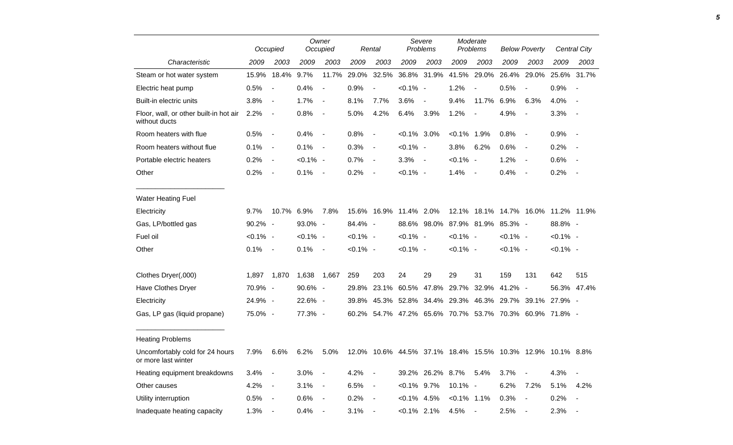| | Occupied | | Owner Occupied | | Rental | | Severe Problems | | Moderate Problems | | Below Poverty | | Central City | |
|---|---|---|---|---|---|---|---|---|---|---|---|---|---|---|
| Characteristic | 2009 | 2003 | 2009 | 2003 | 2009 | 2003 | 2009 | 2003 | 2009 | 2003 | 2009 | 2003 | 2009 | 2003 |
| Steam or hot water system | 15.9% | 18.4% | 9.7% | 11.7% | 29.0% | 32.5% | 36.8% | 31.9% | 41.5% | 29.0% | 26.4% | 29.0% | 25.6% | 31.7% |
| Electric heat pump | 0.5% | - | 0.4% | - | 0.9% | - | <0.1% | - | 1.2% | - | 0.5% | - | 0.9% | - |
| Built-in electric units | 3.8% | - | 1.7% | - | 8.1% | 7.7% | 3.6% | - | 9.4% | 11.7% | 6.9% | 6.3% | 4.0% | - |
| Floor, wall, or other built-in hot air without ducts | 2.2% | - | 0.8% | - | 5.0% | 4.2% | 6.4% | 3.9% | 1.2% | - | 4.9% | - | 3.3% | - |
| Room heaters with flue | 0.5% | - | 0.4% | - | 0.8% | - | <0.1% | 3.0% | <0.1% | 1.9% | 0.8% | - | 0.9% | - |
| Room heaters without flue | 0.1% | - | 0.1% | - | 0.3% | - | <0.1% | - | 3.8% | 6.2% | 0.6% | - | 0.2% | - |
| Portable electric heaters | 0.2% | - | <0.1% | - | 0.7% | - | 3.3% | - | <0.1% | - | 1.2% | - | 0.6% | - |
| Other | 0.2% | - | 0.1% | - | 0.2% | - | <0.1% | - | 1.4% | - | 0.4% | - | 0.2% | - |
| Water Heating Fuel | | | | | | | | | | | | | | |
| Electricity | 9.7% | 10.7% | 6.9% | 7.8% | 15.6% | 16.9% | 11.4% | 2.0% | 12.1% | 18.1% | 14.7% | 16.0% | 11.2% | 11.9% |
| Gas, LP/bottled gas | 90.2% | - | 93.0% | - | 84.4% | - | 88.6% | 98.0% | 87.9% | 81.9% | 85.3% | - | 88.8% | - |
| Fuel oil | <0.1% | - | <0.1% | - | <0.1% | - | <0.1% | - | <0.1% | - | <0.1% | - | <0.1% | - |
| Other | 0.1% | - | 0.1% | - | <0.1% | - | <0.1% | - | <0.1% | - | <0.1% | - | <0.1% | - |
| Clothes Dryer(,000) | 1,897 | 1,870 | 1,638 | 1,667 | 259 | 203 | 24 | 29 | 29 | 31 | 159 | 131 | 642 | 515 |
| Have Clothes Dryer | 70.9% | - | 90.6% | - | 29.8% | 23.1% | 60.5% | 47.8% | 29.7% | 32.9% | 41.2% | - | 56.3% | 47.4% |
| Electricity | 24.9% | - | 22.6% | - | 39.8% | 45.3% | 52.8% | 34.4% | 29.3% | 46.3% | 29.7% | 39.1% | 27.9% | - |
| Gas, LP gas (liquid propane) | 75.0% | - | 77.3% | - | 60.2% | 54.7% | 47.2% | 65.6% | 70.7% | 53.7% | 70.3% | 60.9% | 71.8% | - |
| Heating Problems | | | | | | | | | | | | | | |
| Uncomfortably cold for 24 hours or more last winter | 7.9% | 6.6% | 6.2% | 5.0% | 12.0% | 10.6% | 44.5% | 37.1% | 18.4% | 15.5% | 10.3% | 12.9% | 10.1% | 8.8% |
| Heating equipment breakdowns | 3.4% | - | 3.0% | - | 4.2% | - | 39.2% | 26.2% | 8.7% | 5.4% | 3.7% | - | 4.3% | - |
| Other causes | 4.2% | - | 3.1% | - | 6.5% | - | <0.1% | 9.7% | 10.1% | - | 6.2% | 7.2% | 5.1% | 4.2% |
| Utility interruption | 0.5% | - | 0.6% | - | 0.2% | - | <0.1% | 4.5% | <0.1% | 1.1% | 0.3% | - | 0.2% | - |
| Inadequate heating capacity | 1.3% | - | 0.4% | - | 3.1% | - | <0.1% | 2.1% | 4.5% | - | 2.5% | - | 2.3% | - |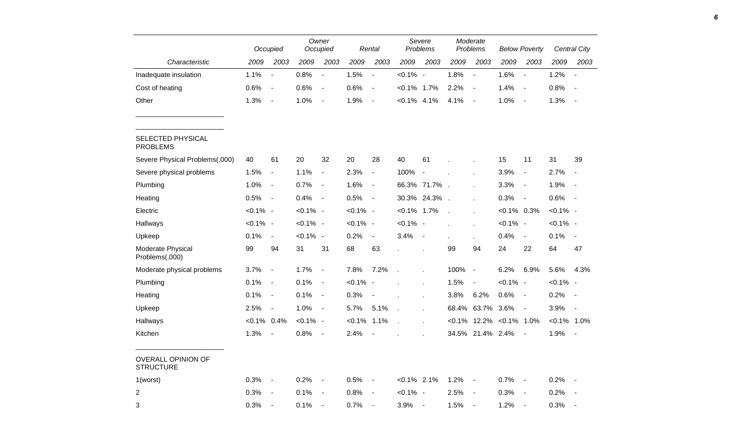| Characteristic | Occupied | | Owner Occupied | | Rental | | Severe Problems | | Moderate Problems | | Below Poverty | | Central City | |
|---|---|---|---|---|---|---|---|---|---|---|---|---|---|---|
| | 2009 | 2003 | 2009 | 2003 | 2009 | 2003 | 2009 | 2003 | 2009 | 2003 | 2009 | 2003 | 2009 | 2003 |
| Inadequate insulation | 1.1% | - | 0.8% | - | 1.5% | - | <0.1% | - | 1.8% | - | 1.6% | - | 1.2% | - |
| Cost of heating | 0.6% | - | 0.6% | - | 0.6% | - | <0.1% | 1.7% | 2.2% | - | 1.4% | - | 0.8% | - |
| Other | 1.3% | - | 1.0% | - | 1.9% | - | <0.1% | 4.1% | 4.1% | - | 1.0% | - | 1.3% | - |
| SELECTED PHYSICAL PROBLEMS | | | | | | | | | | | | | | |
| Severe Physical Problems(,000) | 40 | 61 | 20 | 32 | 20 | 28 | 40 | 61 | . | . | 15 | 11 | 31 | 39 |
| Severe physical problems | 1.5% | - | 1.1% | - | 2.3% | - | 100% | - | . | . | 3.9% | - | 2.7% | - |
| Plumbing | 1.0% | - | 0.7% | - | 1.6% | - | 66.3% | 71.7% | . | . | 3.3% | - | 1.9% | - |
| Heating | 0.5% | - | 0.4% | - | 0.5% | - | 30.3% | 24.3% | . | . | 0.3% | - | 0.6% | - |
| Electric | <0.1% | - | <0.1% | - | <0.1% | - | <0.1% | 1.7% | . | . | <0.1% | 0.3% | <0.1% | - |
| Hallways | <0.1% | - | <0.1% | - | <0.1% | - | <0.1% | - | . | . | <0.1% | - | <0.1% | - |
| Upkeep | 0.1% | - | <0.1% | - | 0.2% | - | 3.4% | - | . | . | 0.4% | - | 0.1% | - |
| Moderate Physical Problems(,000) | 99 | 94 | 31 | 31 | 68 | 63 | . | . | 99 | 94 | 24 | 22 | 64 | 47 |
| Moderate physical problems | 3.7% | - | 1.7% | - | 7.8% | 7.2% | . | . | 100% | - | 6.2% | 6.9% | 5.6% | 4.3% |
| Plumbing | 0.1% | - | 0.1% | - | <0.1% | - | . | . | 1.5% | - | <0.1% | - | <0.1% | - |
| Heating | 0.1% | - | 0.1% | - | 0.3% | - | . | . | 3.8% | 6.2% | 0.6% | - | 0.2% | - |
| Upkeep | 2.5% | - | 1.0% | - | 5.7% | 5.1% | . | . | 68.4% | 63.7% | 3.6% | - | 3.9% | - |
| Hallways | <0.1% | 0.4% | <0.1% | - | <0.1% | 1.1% | . | . | <0.1% | 12.2% | <0.1% | 1.0% | <0.1% | 1.0% |
| Kitchen | 1.3% | - | 0.8% | - | 2.4% | - | . | . | 34.5% | 21.4% | 2.4% | - | 1.9% | - |
| OVERALL OPINION OF STRUCTURE | | | | | | | | | | | | | | |
| 1(worst) | 0.3% | - | 0.2% | - | 0.5% | - | <0.1% | 2.1% | 1.2% | - | 0.7% | - | 0.2% | - |
| 2 | 0.3% | - | 0.1% | - | 0.8% | - | <0.1% | - | 2.5% | - | 0.3% | - | 0.2% | - |
| 3 | 0.3% | - | 0.1% | - | 0.7% | - | 3.9% | - | 1.5% | - | 1.2% | - | 0.3% | - |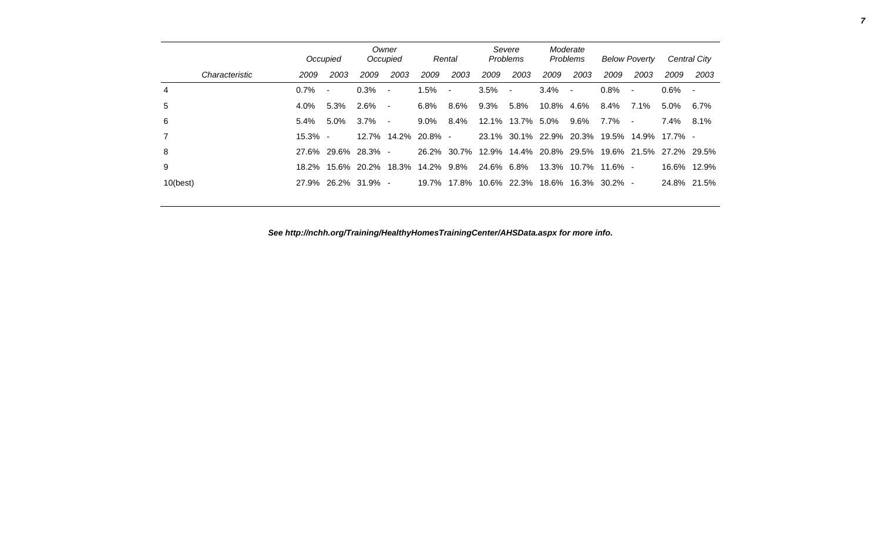| Characteristic | Occupied | | Owner Occupied | | Rental | | Severe Problems | | Moderate Problems | | Below Poverty | | Central City | |
|---|---|---|---|---|---|---|---|---|---|---|---|---|---|---|
| | 2009 | 2003 | 2009 | 2003 | 2009 | 2003 | 2009 | 2003 | 2009 | 2003 | 2009 | 2003 | 2009 | 2003 |
| 4 | 0.7% | - | 0.3% | - | 1.5% | - | 3.5% | - | 3.4% | - | 0.8% | - | 0.6% | - |
| 5 | 4.0% | 5.3% | 2.6% | - | 6.8% | 8.6% | 9.3% | 5.8% | 10.8% | 4.6% | 8.4% | 7.1% | 5.0% | 6.7% |
| 6 | 5.4% | 5.0% | 3.7% | - | 9.0% | 8.4% | 12.1% | 13.7% | 5.0% | 9.6% | 7.7% | - | 7.4% | 8.1% |
| 7 | 15.3% | - | 12.7% | 14.2% | 20.8% | - | 23.1% | 30.1% | 22.9% | 20.3% | 19.5% | 14.9% | 17.7% | - |
| 8 | 27.6% | 29.6% | 28.3% | - | 26.2% | 30.7% | 12.9% | 14.4% | 20.8% | 29.5% | 19.6% | 21.5% | 27.2% | 29.5% |
| 9 | 18.2% | 15.6% | 20.2% | 18.3% | 14.2% | 9.8% | 24.6% | 6.8% | 13.3% | 10.7% | 11.6% | - | 16.6% | 12.9% |
| 10(best) | 27.9% | 26.2% | 31.9% | - | 19.7% | 17.8% | 10.6% | 22.3% | 18.6% | 16.3% | 30.2% | - | 24.8% | 21.5% |

***See http://nchh.org/Training/HealthyHomesTrainingCenter/AHSData.aspx for more info.***